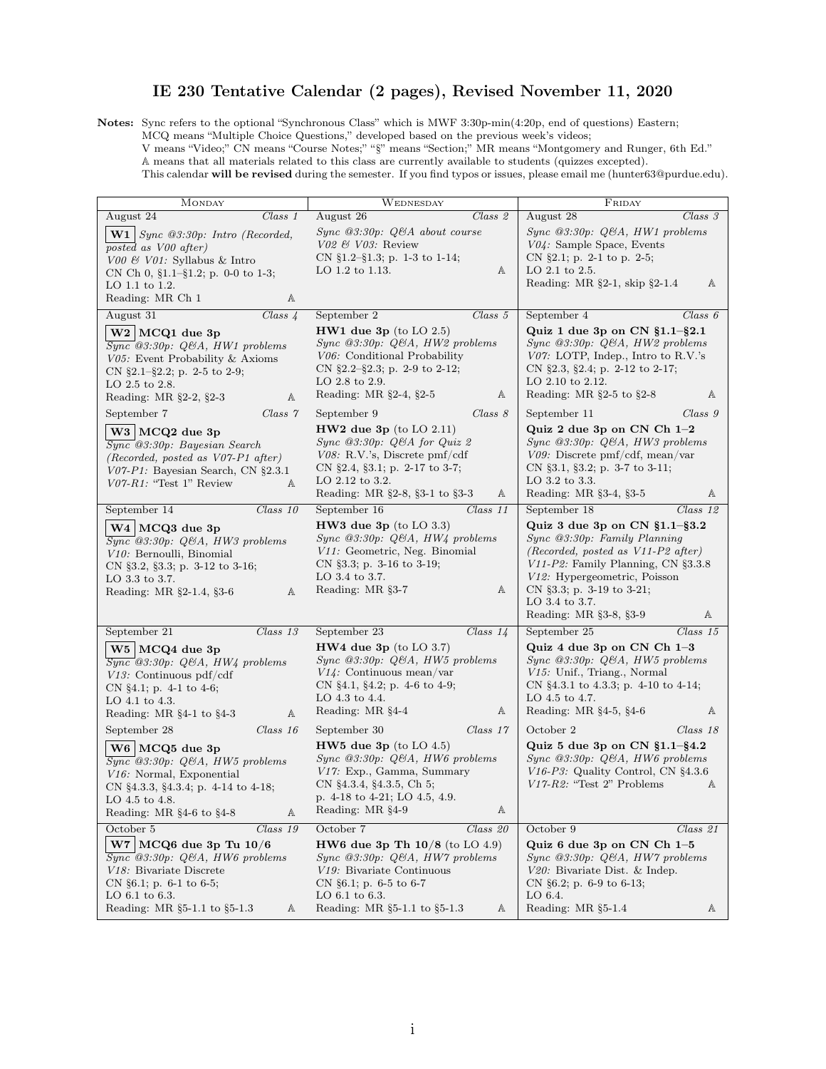# IE 230 Tentative Calendar (2 pages), Revised November 11, 2020

**Notes:** Sync refers to the optional "Synchronous Class" which is MWF 3:30p-min(4:20p, end of questions) Eastern;
MCQ means "Multiple Choice Questions," developed based on the previous week's videos;
V means "Video;" CN means "Course Notes;" "§" means "Section;" MR means "Montgomery and Runger, 6th Ed."
𝔸 means that all materials related to this class are currently available to students (quizzes excepted).
This calendar **will be revised** during the semester. If you find typos or issues, please email me (hunter63@purdue.edu).

| Monday | Wednesday | Friday |
|---|---|---|
| August 24 *Class 1*<br>**W1** *Sync @3:30p: Intro (Recorded, posted as V00 after)*<br>*V00 & V01:* Syllabus & Intro<br>CN Ch 0, §1.1–§1.2; p. 0-0 to 1-3;<br>LO 1.1 to 1.2.<br>Reading: MR Ch 1 𝔸 | August 26 *Class 2*<br>*Sync @3:30p: Q&A about course*<br>*V02 & V03:* Review<br>CN §1.2–§1.3; p. 1-3 to 1-14;<br>LO 1.2 to 1.13. 𝔸 | August 28 *Class 3*<br>*Sync @3:30p: Q&A, HW1 problems*<br>*V04:* Sample Space, Events<br>CN §2.1; p. 2-1 to p. 2-5;<br>LO 2.1 to 2.5.<br>Reading: MR §2-1, skip §2-1.4 𝔸 |
| August 31 *Class 4*<br>**W2 MCQ1 due 3p**<br>*Sync @3:30p: Q&A, HW1 problems*<br>*V05:* Event Probability & Axioms<br>CN §2.1–§2.2; p. 2-5 to 2-9;<br>LO 2.5 to 2.8.<br>Reading: MR §2-2, §2-3 𝔸 | September 2 *Class 5*<br>**HW1 due 3p** (to LO 2.5)<br>*Sync @3:30p: Q&A, HW2 problems*<br>*V06:* Conditional Probability<br>CN §2.2–§2.3; p. 2-9 to 2-12;<br>LO 2.8 to 2.9.<br>Reading: MR §2-4, §2-5 𝔸 | September 4 *Class 6*<br>**Quiz 1 due 3p on CN §1.1–§2.1**<br>*Sync @3:30p: Q&A, HW2 problems*<br>*V07:* LOTP, Indep., Intro to R.V.'s<br>CN §2.3, §2.4; p. 2-12 to 2-17;<br>LO 2.10 to 2.12.<br>Reading: MR §2-5 to §2-8 𝔸 |
| September 7 *Class 7*<br>**W3 MCQ2 due 3p**<br>*Sync @3:30p: Bayesian Search (Recorded, posted as V07-P1 after)*<br>*V07-P1:* Bayesian Search, CN §2.3.1<br>*V07-R1:* "Test 1" Review 𝔸 | September 9 *Class 8*<br>**HW2 due 3p** (to LO 2.11)<br>*Sync @3:30p: Q&A for Quiz 2*<br>*V08:* R.V.'s, Discrete pmf/cdf<br>CN §2.4, §3.1; p. 2-17 to 3-7;<br>LO 2.12 to 3.2.<br>Reading: MR §2-8, §3-1 to §3-3 𝔸 | September 11 *Class 9*<br>**Quiz 2 due 3p on CN Ch 1–2**<br>*Sync @3:30p: Q&A, HW3 problems*<br>*V09:* Discrete pmf/cdf, mean/var<br>CN §3.1, §3.2; p. 3-7 to 3-11;<br>LO 3.2 to 3.3.<br>Reading: MR §3-4, §3-5 𝔸 |
| September 14 *Class 10*<br>**W4 MCQ3 due 3p**<br>*Sync @3:30p: Q&A, HW3 problems*<br>*V10:* Bernoulli, Binomial<br>CN §3.2, §3.3; p. 3-12 to 3-16;<br>LO 3.3 to 3.7.<br>Reading: MR §2-1.4, §3-6 𝔸 | September 16 *Class 11*<br>**HW3 due 3p** (to LO 3.3)<br>*Sync @3:30p: Q&A, HW4 problems*<br>*V11:* Geometric, Neg. Binomial<br>CN §3.3; p. 3-16 to 3-19;<br>LO 3.4 to 3.7.<br>Reading: MR §3-7 𝔸 | September 18 *Class 12*<br>**Quiz 3 due 3p on CN §1.1–§3.2**<br>*Sync @3:30p: Family Planning (Recorded, posted as V11-P2 after)*<br>*V11-P2:* Family Planning, CN §3.3.8<br>*V12:* Hypergeometric, Poisson<br>CN §3.3; p. 3-19 to 3-21;<br>LO 3.4 to 3.7.<br>Reading: MR §3-8, §3-9 𝔸 |
| September 21 *Class 13*<br>**W5 MCQ4 due 3p**<br>*Sync @3:30p: Q&A, HW4 problems*<br>*V13:* Continuous pdf/cdf<br>CN §4.1; p. 4-1 to 4-6;<br>LO 4.1 to 4.3.<br>Reading: MR §4-1 to §4-3 𝔸 | September 23 *Class 14*<br>**HW4 due 3p** (to LO 3.7)<br>*Sync @3:30p: Q&A, HW5 problems*<br>*V14:* Continuous mean/var<br>CN §4.1, §4.2; p. 4-6 to 4-9;<br>LO 4.3 to 4.4.<br>Reading: MR §4-4 𝔸 | September 25 *Class 15*<br>**Quiz 4 due 3p on CN Ch 1–3**<br>*Sync @3:30p: Q&A, HW5 problems*<br>*V15:* Unif., Triang., Normal<br>CN §4.3.1 to 4.3.3; p. 4-10 to 4-14;<br>LO 4.5 to 4.7.<br>Reading: MR §4-5, §4-6 𝔸 |
| September 28 *Class 16*<br>**W6 MCQ5 due 3p**<br>*Sync @3:30p: Q&A, HW5 problems*<br>*V16:* Normal, Exponential<br>CN §4.3.3, §4.3.4; p. 4-14 to 4-18;<br>LO 4.5 to 4.8.<br>Reading: MR §4-6 to §4-8 𝔸 | September 30 *Class 17*<br>**HW5 due 3p** (to LO 4.5)<br>*Sync @3:30p: Q&A, HW6 problems*<br>*V17:* Exp., Gamma, Summary<br>CN §4.3.4, §4.3.5, Ch 5;<br>p. 4-18 to 4-21; LO 4.5, 4.9.<br>Reading: MR §4-9 𝔸 | October 2 *Class 18*<br>**Quiz 5 due 3p on CN §1.1–§4.2**<br>*Sync @3:30p: Q&A, HW6 problems*<br>*V16-P3:* Quality Control, CN §4.3.6<br>*V17-R2:* "Test 2" Problems 𝔸 |
| October 5 *Class 19*<br>**W7 MCQ6 due 3p Tu 10/6**<br>*Sync @3:30p: Q&A, HW6 problems*<br>*V18:* Bivariate Discrete<br>CN §6.1; p. 6-1 to 6-5;<br>LO 6.1 to 6.3.<br>Reading: MR §5-1.1 to §5-1.3 𝔸 | October 7 *Class 20*<br>**HW6 due 3p Th 10/8** (to LO 4.9)<br>*Sync @3:30p: Q&A, HW7 problems*<br>*V19:* Bivariate Continuous<br>CN §6.1; p. 6-5 to 6-7<br>LO 6.1 to 6.3.<br>Reading: MR §5-1.1 to §5-1.3 𝔸 | October 9 *Class 21*<br>**Quiz 6 due 3p on CN Ch 1–5**<br>*Sync @3:30p: Q&A, HW7 problems*<br>*V20:* Bivariate Dist. & Indep.<br>CN §6.2; p. 6-9 to 6-13;<br>LO 6.4.<br>Reading: MR §5-1.4 𝔸 |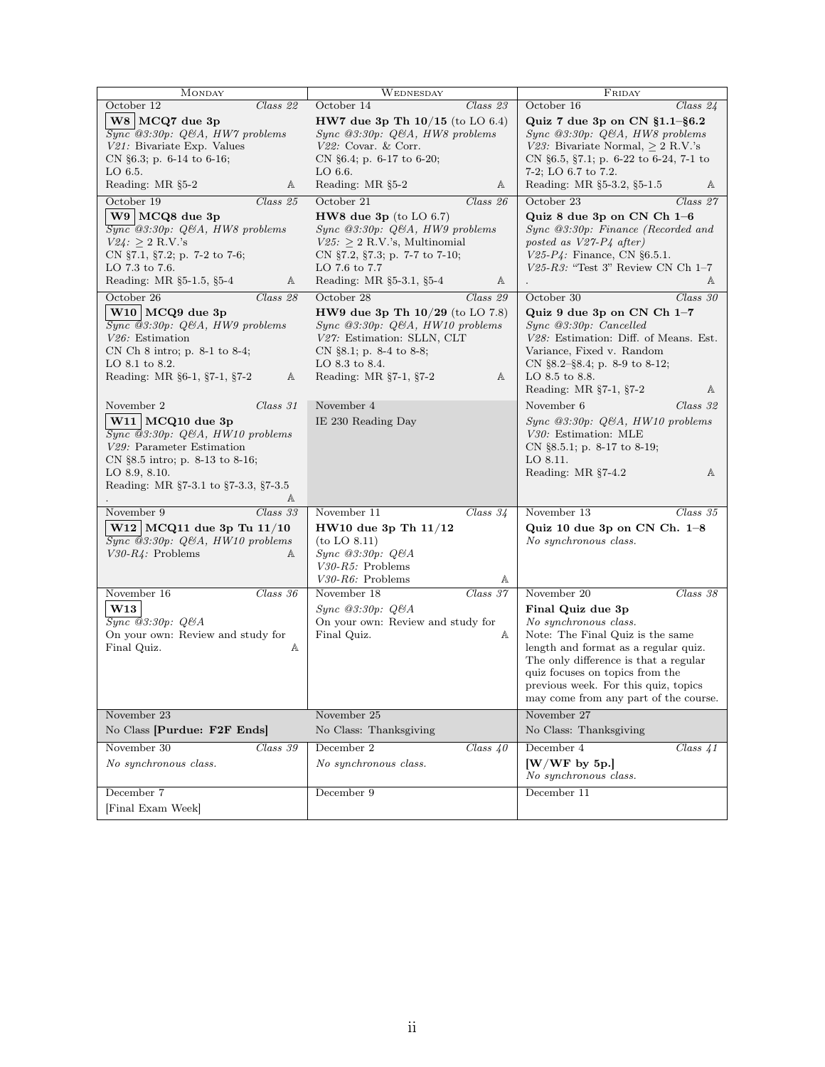| Monday | Wednesday | Friday |
|---|---|---|
| October 12 *Class 22*<br>**W8** **MCQ7 due 3p**<br>*Sync @3:30p: Q&A, HW7 problems*<br>*V21:* Bivariate Exp. Values<br>CN §6.3; p. 6-14 to 6-16;<br>LO 6.5.<br>Reading: MR §5-2 𝔸 | October 14 *Class 23*<br>**HW7 due 3p Th 10/15** (to LO 6.4)<br>*Sync @3:30p: Q&A, HW8 problems*<br>*V22:* Covar. & Corr.<br>CN §6.4; p. 6-17 to 6-20;<br>LO 6.6.<br>Reading: MR §5-2 𝔸 | October 16 *Class 24*<br>**Quiz 7 due 3p on CN §1.1–§6.2**<br>*Sync @3:30p: Q&A, HW8 problems*<br>*V23:* Bivariate Normal, $\geq 2$ R.V.'s<br>CN §6.5, §7.1; p. 6-22 to 6-24, 7-1 to 7-2; LO 6.7 to 7.2.<br>Reading: MR §5-3.2, §5-1.5 𝔸 |
| October 19 *Class 25*<br>**W9** **MCQ8 due 3p**<br>*Sync @3:30p: Q&A, HW8 problems*<br>*V24:* $\geq 2$ R.V.'s<br>CN §7.1, §7.2; p. 7-2 to 7-6;<br>LO 7.3 to 7.6.<br>Reading: MR §5-1.5, §5-4 𝔸 | October 21 *Class 26*<br>**HW8 due 3p** (to LO 6.7)<br>*Sync @3:30p: Q&A, HW9 problems*<br>*V25:* $\geq 2$ R.V.'s, Multinomial<br>CN §7.2, §7.3; p. 7-7 to 7-10;<br>LO 7.6 to 7.7<br>Reading: MR §5-3.1, §5-4 𝔸 | October 23 *Class 27*<br>**Quiz 8 due 3p on CN Ch 1–6**<br>*Sync @3:30p: Finance (Recorded and posted as V27-P4 after)*<br>*V25-P4:* Finance, CN §6.5.1.<br>*V25-R3:* "Test 3" Review CN Ch 1–7<br>. 𝔸 |
| October 26 *Class 28*<br>**W10** **MCQ9 due 3p**<br>*Sync @3:30p: Q&A, HW9 problems*<br>*V26:* Estimation<br>CN Ch 8 intro; p. 8-1 to 8-4;<br>LO 8.1 to 8.2.<br>Reading: MR §6-1, §7-1, §7-2 𝔸 | October 28 *Class 29*<br>**HW9 due 3p Th 10/29** (to LO 7.8)<br>*Sync @3:30p: Q&A, HW9 problems*<br>*V27:* Estimation: SLLN, CLT<br>CN §8.1; p. 8-4 to 8-8;<br>LO 8.3 to 8.4.<br>Reading: MR §7-1, §7-2 𝔸 | October 30 *Class 30*<br>**Quiz 9 due 3p on CN Ch 1–7**<br>*Sync @3:30p: Cancelled*<br>*V28:* Estimation: Diff. of Means. Est. Variance, Fixed v. Random<br>CN §8.2–§8.4; p. 8-9 to 8-12;<br>LO 8.5 to 8.8.<br>Reading: MR §7-1, §7-2 𝔸 |
| November 2 *Class 31*<br>**W11** **MCQ10 due 3p**<br>*Sync @3:30p: Q&A, HW10 problems*<br>*V29:* Parameter Estimation<br>CN §8.5 intro; p. 8-13 to 8-16;<br>LO 8.9, 8.10.<br>Reading: MR §7-3.1 to §7-3.3, §7-3.5<br>. 𝔸 | November 4<br>IE 230 Reading Day | November 6 *Class 32*<br>*Sync @3:30p: Q&A, HW10 problems*<br>*V30:* Estimation: MLE<br>CN §8.5.1; p. 8-17 to 8-19;<br>LO 8.11.<br>Reading: MR §7-4.2 𝔸 |
| November 9 *Class 33*<br>**W12** **MCQ11 due 3p Tu 11/10**<br>*Sync @3:30p: Q&A, HW10 problems*<br>*V30-R4:* Problems 𝔸 | November 11 *Class 34*<br>**HW10 due 3p Th 11/12**<br>(to LO 8.11)<br>*Sync @3:30p: Q&A*<br>*V30-R5:* Problems<br>*V30-R6:* Problems 𝔸 | November 13 *Class 35*<br>**Quiz 10 due 3p on CN Ch. 1–8**<br>*No synchronous class.* |
| November 16 *Class 36*<br>**W13**<br>*Sync @3:30p: Q&A*<br>On your own: Review and study for Final Quiz. 𝔸 | November 18 *Class 37*<br>*Sync @3:30p: Q&A*<br>On your own: Review and study for Final Quiz. 𝔸 | November 20 *Class 38*<br>**Final Quiz due 3p**<br>*No synchronous class.*<br>Note: The Final Quiz is the same length and format as a regular quiz. The only difference is that a regular quiz focuses on topics from the previous week. For this quiz, topics may come from any part of the course. |
| November 23<br>No Class **[Purdue: F2F Ends]** | November 25<br>No Class: Thanksgiving | November 27<br>No Class: Thanksgiving |
| November 30 *Class 39*<br>*No synchronous class.* | December 2 *Class 40*<br>*No synchronous class.* | December 4 *Class 41*<br>**[W/WF by 5p.]**<br>*No synchronous class.* |
| December 7<br>[Final Exam Week] | December 9 | December 11 |